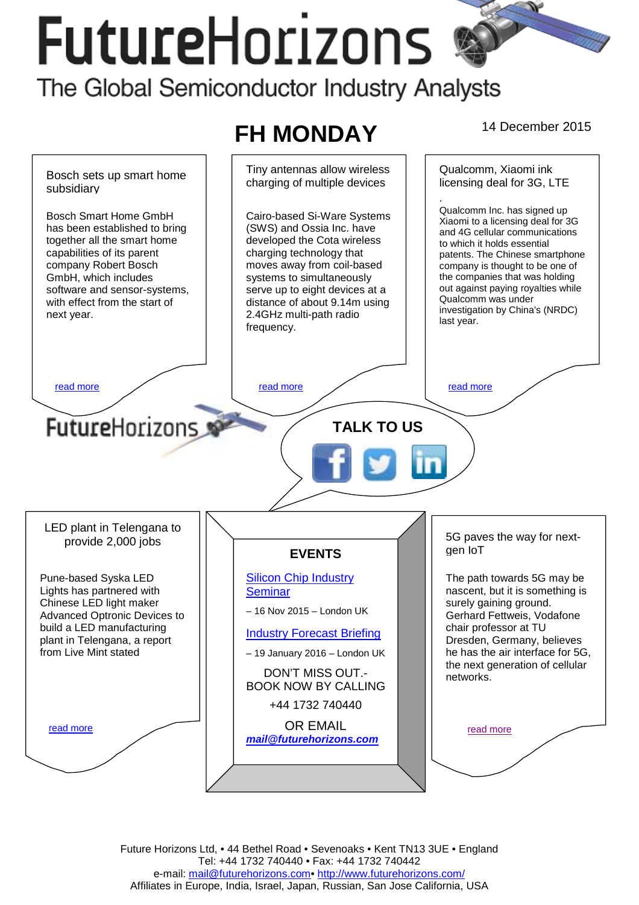# FutureHorizons

The Global Semiconductor Industry Analysts

## FH MONDAY

14 December 2015

### Bosch sets up smart home subsidiary

Bosch Smart Home GmbH has been established to bring together all the smart home capabilities of its parent company Robert Bosch GmbH, which includes software and sensor-systems, with effect from the start of next year.

[read more]

### Tiny antennas allow wireless charging of multiple devices

Cairo-based Si-Ware Systems (SWS) and Ossia Inc. have developed the Cota wireless charging technology that moves away from coil-based systems to simultaneously serve up to eight devices at a distance of about 9.14m using 2.4GHz multi-path radio frequency.

[read more]

### Qualcomm, Xiaomi ink licensing deal for 3G, LTE

.

Qualcomm Inc. has signed up Xiaomi to a licensing deal for 3G and 4G cellular communications to which it holds essential patents. The Chinese smartphone company is thought to be one of the companies that was holding out against paying royalties while Qualcomm was under investigation by China's (NRDC) last year.

[read more]

FutureHorizons

**TALK TO US**

### LED plant in Telengana to provide 2,000 jobs

Pune-based Syska LED Lights has partnered with Chinese LED light maker Advanced Optronic Devices to build a LED manufacturing plant in Telengana, a report from Live Mint stated

[read more]

### EVENTS

[Silicon Chip Industry Seminar]

– 16 Nov 2015 – London UK

[Industry Forecast Briefing]

– 19 January 2016 – London UK

DON'T MISS OUT.- BOOK NOW BY CALLING

+44 1732 740440

OR EMAIL

***mail@futurehorizons.com***

### 5G paves the way for next-gen IoT

The path towards 5G may be nascent, but it is something is surely gaining ground. Gerhard Fettweis, Vodafone chair professor at TU Dresden, Germany, believes he has the air interface for 5G, the next generation of cellular networks.

[read more]

Future Horizons Ltd, • 44 Bethel Road • Sevenoaks • Kent TN13 3UE • England
Tel: +44 1732 740440 • Fax: +44 1732 740442
e-mail: mail@futurehorizons.com• http://www.futurehorizons.com/
Affiliates in Europe, India, Israel, Japan, Russian, San Jose California, USA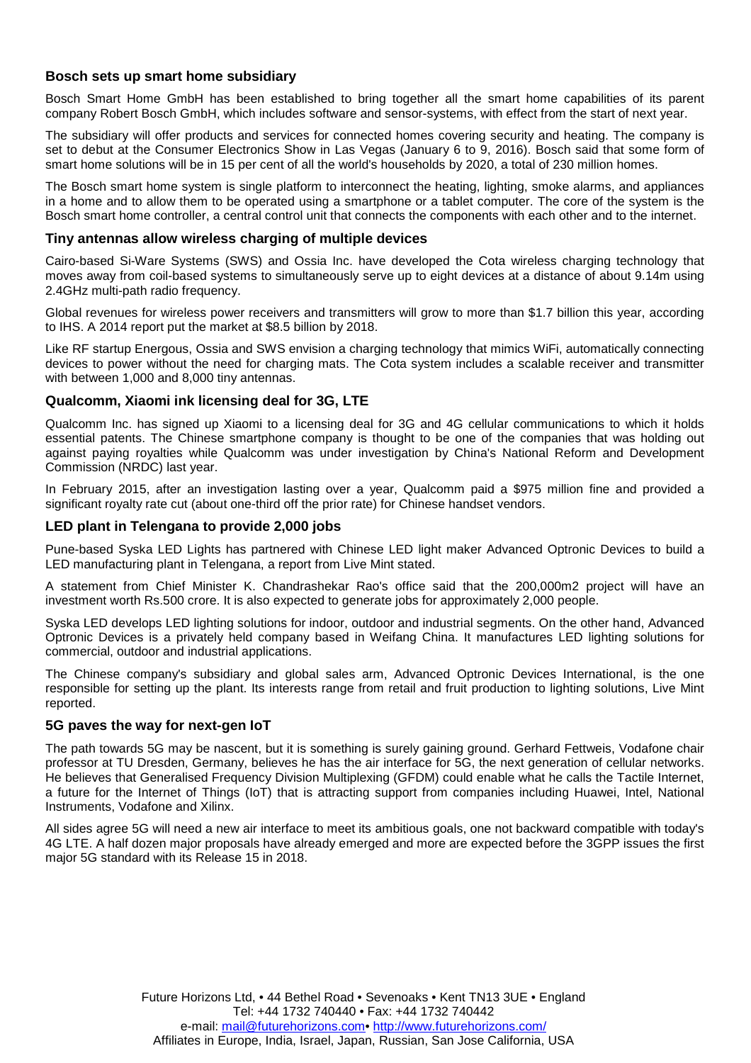### Bosch sets up smart home subsidiary

Bosch Smart Home GmbH has been established to bring together all the smart home capabilities of its parent company Robert Bosch GmbH, which includes software and sensor-systems, with effect from the start of next year.

The subsidiary will offer products and services for connected homes covering security and heating. The company is set to debut at the Consumer Electronics Show in Las Vegas (January 6 to 9, 2016). Bosch said that some form of smart home solutions will be in 15 per cent of all the world's households by 2020, a total of 230 million homes.

The Bosch smart home system is single platform to interconnect the heating, lighting, smoke alarms, and appliances in a home and to allow them to be operated using a smartphone or a tablet computer. The core of the system is the Bosch smart home controller, a central control unit that connects the components with each other and to the internet.

### Tiny antennas allow wireless charging of multiple devices

Cairo-based Si-Ware Systems (SWS) and Ossia Inc. have developed the Cota wireless charging technology that moves away from coil-based systems to simultaneously serve up to eight devices at a distance of about 9.14m using 2.4GHz multi-path radio frequency.

Global revenues for wireless power receivers and transmitters will grow to more than $1.7 billion this year, according to IHS. A 2014 report put the market at $8.5 billion by 2018.

Like RF startup Energous, Ossia and SWS envision a charging technology that mimics WiFi, automatically connecting devices to power without the need for charging mats. The Cota system includes a scalable receiver and transmitter with between 1,000 and 8,000 tiny antennas.

### Qualcomm, Xiaomi ink licensing deal for 3G, LTE

Qualcomm Inc. has signed up Xiaomi to a licensing deal for 3G and 4G cellular communications to which it holds essential patents. The Chinese smartphone company is thought to be one of the companies that was holding out against paying royalties while Qualcomm was under investigation by China's National Reform and Development Commission (NRDC) last year.

In February 2015, after an investigation lasting over a year, Qualcomm paid a $975 million fine and provided a significant royalty rate cut (about one-third off the prior rate) for Chinese handset vendors.

### LED plant in Telengana to provide 2,000 jobs

Pune-based Syska LED Lights has partnered with Chinese LED light maker Advanced Optronic Devices to build a LED manufacturing plant in Telengana, a report from Live Mint stated.

A statement from Chief Minister K. Chandrashekar Rao's office said that the 200,000m2 project will have an investment worth Rs.500 crore. It is also expected to generate jobs for approximately 2,000 people.

Syska LED develops LED lighting solutions for indoor, outdoor and industrial segments. On the other hand, Advanced Optronic Devices is a privately held company based in Weifang China. It manufactures LED lighting solutions for commercial, outdoor and industrial applications.

The Chinese company's subsidiary and global sales arm, Advanced Optronic Devices International, is the one responsible for setting up the plant. Its interests range from retail and fruit production to lighting solutions, Live Mint reported.

### 5G paves the way for next-gen IoT

The path towards 5G may be nascent, but it is something is surely gaining ground. Gerhard Fettweis, Vodafone chair professor at TU Dresden, Germany, believes he has the air interface for 5G, the next generation of cellular networks. He believes that Generalised Frequency Division Multiplexing (GFDM) could enable what he calls the Tactile Internet, a future for the Internet of Things (IoT) that is attracting support from companies including Huawei, Intel, National Instruments, Vodafone and Xilinx.

All sides agree 5G will need a new air interface to meet its ambitious goals, one not backward compatible with today's 4G LTE. A half dozen major proposals have already emerged and more are expected before the 3GPP issues the first major 5G standard with its Release 15 in 2018.

Future Horizons Ltd, • 44 Bethel Road • Sevenoaks • Kent TN13 3UE • England
Tel: +44 1732 740440 • Fax: +44 1732 740442
e-mail: mail@futurehorizons.com• http://www.futurehorizons.com/
Affiliates in Europe, India, Israel, Japan, Russian, San Jose California, USA